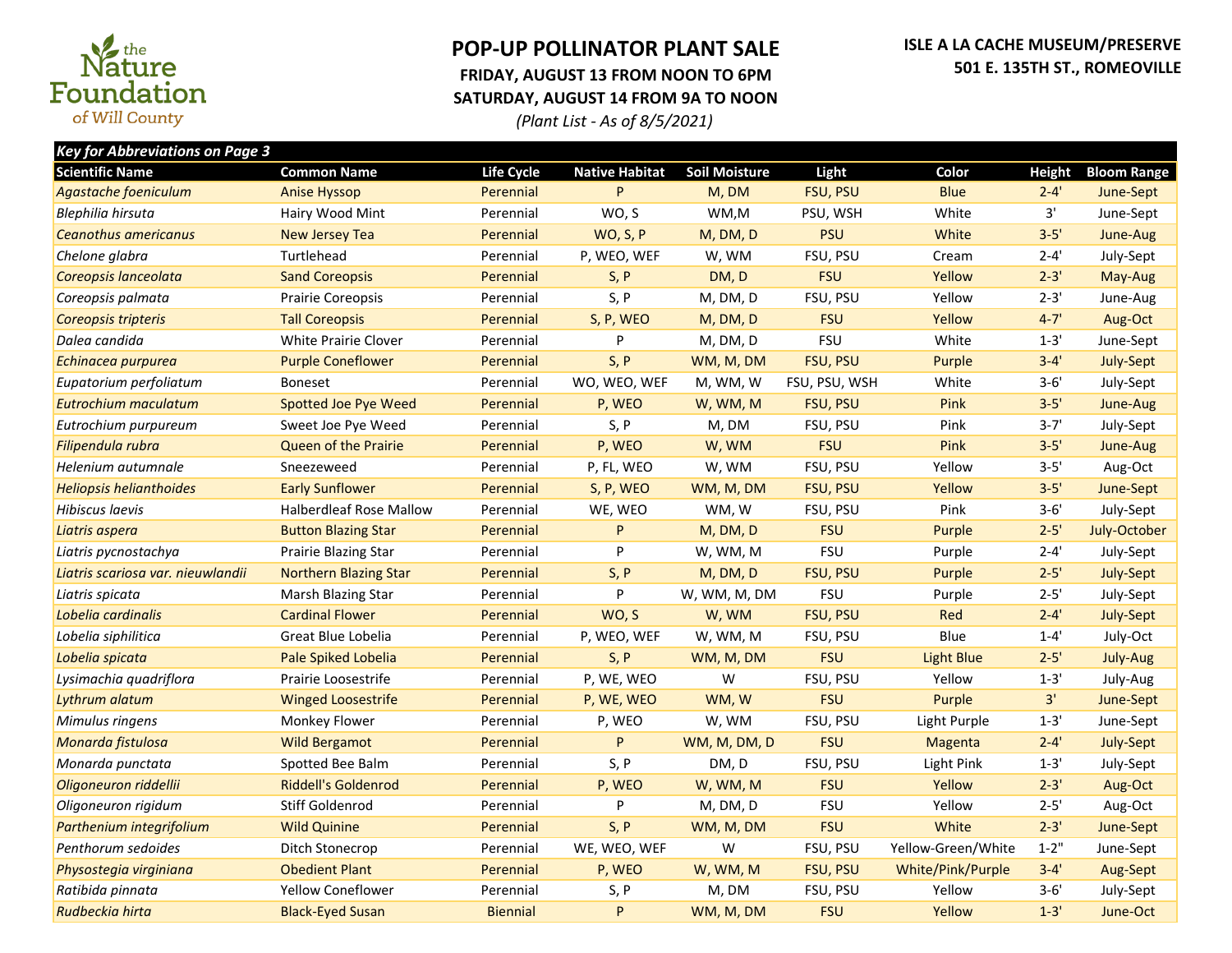the Nature Foundation of Will County

# POP-UP POLLINATOR PLANT SALE

**FRIDAY, AUGUST 13 FROM NOON TO 6PM**

**SATURDAY, AUGUST 14 FROM 9A TO NOON**

*(Plant List - As of 8/5/2021)*

**ISLE A LA CACHE MUSEUM/PRESERVE**
**501 E. 135TH ST., ROMEOVILLE**

***Key for Abbreviations on Page 3***

| Scientific Name | Common Name | Life Cycle | Native Habitat | Soil Moisture | Light | Color | Height | Bloom Range |
|---|---|---|---|---|---|---|---|---|
| *Agastache foeniculum* | Anise Hyssop | Perennial | P | M, DM | FSU, PSU | Blue | 2-4' | June-Sept |
| *Blephilia hirsuta* | Hairy Wood Mint | Perennial | WO, S | WM,M | PSU, WSH | White | 3' | June-Sept |
| *Ceanothus americanus* | New Jersey Tea | Perennial | WO, S, P | M, DM, D | PSU | White | 3-5' | June-Aug |
| *Chelone glabra* | Turtlehead | Perennial | P, WEO, WEF | W, WM | FSU, PSU | Cream | 2-4' | July-Sept |
| *Coreopsis lanceolata* | Sand Coreopsis | Perennial | S, P | DM, D | FSU | Yellow | 2-3' | May-Aug |
| *Coreopsis palmata* | Prairie Coreopsis | Perennial | S, P | M, DM, D | FSU, PSU | Yellow | 2-3' | June-Aug |
| *Coreopsis tripteris* | Tall Coreopsis | Perennial | S, P, WEO | M, DM, D | FSU | Yellow | 4-7' | Aug-Oct |
| *Dalea candida* | White Prairie Clover | Perennial | P | M, DM, D | FSU | White | 1-3' | June-Sept |
| *Echinacea purpurea* | Purple Coneflower | Perennial | S, P | WM, M, DM | FSU, PSU | Purple | 3-4' | July-Sept |
| *Eupatorium perfoliatum* | Boneset | Perennial | WO, WEO, WEF | M, WM, W | FSU, PSU, WSH | White | 3-6' | July-Sept |
| *Eutrochium maculatum* | Spotted Joe Pye Weed | Perennial | P, WEO | W, WM, M | FSU, PSU | Pink | 3-5' | June-Aug |
| *Eutrochium purpureum* | Sweet Joe Pye Weed | Perennial | S, P | M, DM | FSU, PSU | Pink | 3-7' | July-Sept |
| *Filipendula rubra* | Queen of the Prairie | Perennial | P, WEO | W, WM | FSU | Pink | 3-5' | June-Aug |
| *Helenium autumnale* | Sneezeweed | Perennial | P, FL, WEO | W, WM | FSU, PSU | Yellow | 3-5' | Aug-Oct |
| *Heliopsis helianthoides* | Early Sunflower | Perennial | S, P, WEO | WM, M, DM | FSU, PSU | Yellow | 3-5' | June-Sept |
| *Hibiscus laevis* | Halberdleaf Rose Mallow | Perennial | WE, WEO | WM, W | FSU, PSU | Pink | 3-6' | July-Sept |
| *Liatris aspera* | Button Blazing Star | Perennial | P | M, DM, D | FSU | Purple | 2-5' | July-October |
| *Liatris pycnostachya* | Prairie Blazing Star | Perennial | P | W, WM, M | FSU | Purple | 2-4' | July-Sept |
| *Liatris scariosa var. nieuwlandii* | Northern Blazing Star | Perennial | S, P | M, DM, D | FSU, PSU | Purple | 2-5' | July-Sept |
| *Liatris spicata* | Marsh Blazing Star | Perennial | P | W, WM, M, DM | FSU | Purple | 2-5' | July-Sept |
| *Lobelia cardinalis* | Cardinal Flower | Perennial | WO, S | W, WM | FSU, PSU | Red | 2-4' | July-Sept |
| *Lobelia siphilitica* | Great Blue Lobelia | Perennial | P, WEO, WEF | W, WM, M | FSU, PSU | Blue | 1-4' | July-Oct |
| *Lobelia spicata* | Pale Spiked Lobelia | Perennial | S, P | WM, M, DM | FSU | Light Blue | 2-5' | July-Aug |
| *Lysimachia quadriflora* | Prairie Loosestrife | Perennial | P, WE, WEO | W | FSU, PSU | Yellow | 1-3' | July-Aug |
| *Lythrum alatum* | Winged Loosestrife | Perennial | P, WE, WEO | WM, W | FSU | Purple | 3' | June-Sept |
| *Mimulus ringens* | Monkey Flower | Perennial | P, WEO | W, WM | FSU, PSU | Light Purple | 1-3' | June-Sept |
| *Monarda fistulosa* | Wild Bergamot | Perennial | P | WM, M, DM, D | FSU | Magenta | 2-4' | July-Sept |
| *Monarda punctata* | Spotted Bee Balm | Perennial | S, P | DM, D | FSU, PSU | Light Pink | 1-3' | July-Sept |
| *Oligoneuron riddellii* | Riddell's Goldenrod | Perennial | P, WEO | W, WM, M | FSU | Yellow | 2-3' | Aug-Oct |
| *Oligoneuron rigidum* | Stiff Goldenrod | Perennial | P | M, DM, D | FSU | Yellow | 2-5' | Aug-Oct |
| *Parthenium integrifolium* | Wild Quinine | Perennial | S, P | WM, M, DM | FSU | White | 2-3' | June-Sept |
| *Penthorum sedoides* | Ditch Stonecrop | Perennial | WE, WEO, WEF | W | FSU, PSU | Yellow-Green/White | 1-2" | June-Sept |
| *Physostegia virginiana* | Obedient Plant | Perennial | P, WEO | W, WM, M | FSU, PSU | White/Pink/Purple | 3-4' | Aug-Sept |
| *Ratibida pinnata* | Yellow Coneflower | Perennial | S, P | M, DM | FSU, PSU | Yellow | 3-6' | July-Sept |
| *Rudbeckia hirta* | Black-Eyed Susan | Biennial | P | WM, M, DM | FSU | Yellow | 1-3' | June-Oct |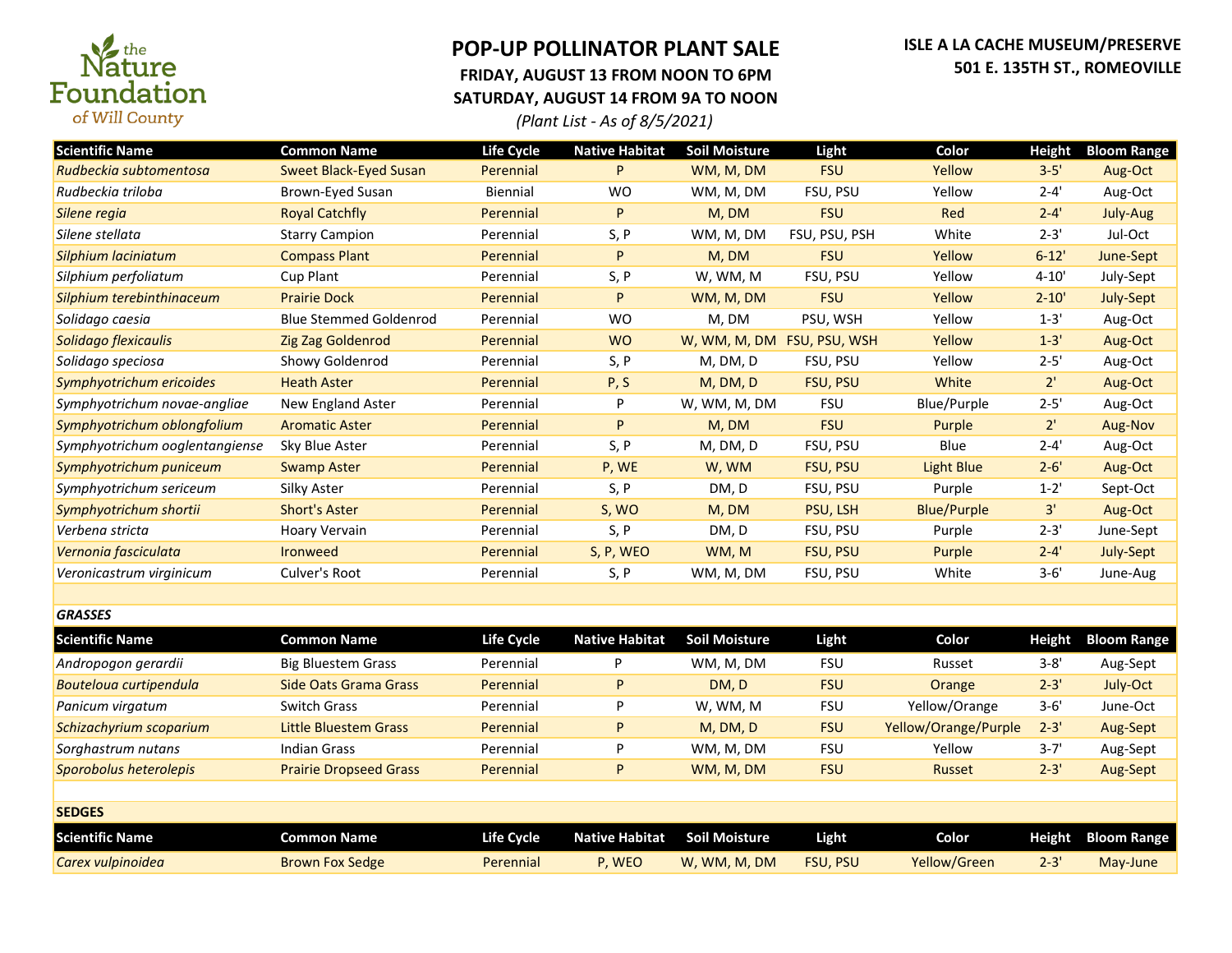the Nature Foundation of Will County

# POP-UP POLLINATOR PLANT SALE

**FRIDAY, AUGUST 13 FROM NOON TO 6PM**

**SATURDAY, AUGUST 14 FROM 9A TO NOON**

*(Plant List - As of 8/5/2021)*

**ISLE A LA CACHE MUSEUM/PRESERVE**
**501 E. 135TH ST., ROMEOVILLE**

| Scientific Name | Common Name | Life Cycle | Native Habitat | Soil Moisture | Light | Color | Height | Bloom Range |
|---|---|---|---|---|---|---|---|---|
| *Rudbeckia subtomentosa* | Sweet Black-Eyed Susan | Perennial | P | WM, M, DM | FSU | Yellow | 3-5' | Aug-Oct |
| *Rudbeckia triloba* | Brown-Eyed Susan | Biennial | WO | WM, M, DM | FSU, PSU | Yellow | 2-4' | Aug-Oct |
| *Silene regia* | Royal Catchfly | Perennial | P | M, DM | FSU | Red | 2-4' | July-Aug |
| *Silene stellata* | Starry Campion | Perennial | S, P | WM, M, DM | FSU, PSU, PSH | White | 2-3' | Jul-Oct |
| *Silphium laciniatum* | Compass Plant | Perennial | P | M, DM | FSU | Yellow | 6-12' | June-Sept |
| *Silphium perfoliatum* | Cup Plant | Perennial | S, P | W, WM, M | FSU, PSU | Yellow | 4-10' | July-Sept |
| *Silphium terebinthinaceum* | Prairie Dock | Perennial | P | WM, M, DM | FSU | Yellow | 2-10' | July-Sept |
| *Solidago caesia* | Blue Stemmed Goldenrod | Perennial | WO | M, DM | PSU, WSH | Yellow | 1-3' | Aug-Oct |
| *Solidago flexicaulis* | Zig Zag Goldenrod | Perennial | WO | W, WM, M, DM | FSU, PSU, WSH | Yellow | 1-3' | Aug-Oct |
| *Solidago speciosa* | Showy Goldenrod | Perennial | S, P | M, DM, D | FSU, PSU | Yellow | 2-5' | Aug-Oct |
| *Symphyotrichum ericoides* | Heath Aster | Perennial | P, S | M, DM, D | FSU, PSU | White | 2' | Aug-Oct |
| *Symphyotrichum novae-angliae* | New England Aster | Perennial | P | W, WM, M, DM | FSU | Blue/Purple | 2-5' | Aug-Oct |
| *Symphyotrichum oblongfolium* | Aromatic Aster | Perennial | P | M, DM | FSU | Purple | 2' | Aug-Nov |
| *Symphyotrichum ooglentangiense* | Sky Blue Aster | Perennial | S, P | M, DM, D | FSU, PSU | Blue | 2-4' | Aug-Oct |
| *Symphyotrichum puniceum* | Swamp Aster | Perennial | P, WE | W, WM | FSU, PSU | Light Blue | 2-6' | Aug-Oct |
| *Symphyotrichum sericeum* | Silky Aster | Perennial | S, P | DM, D | FSU, PSU | Purple | 1-2' | Sept-Oct |
| *Symphyotrichum shortii* | Short's Aster | Perennial | S, WO | M, DM | PSU, LSH | Blue/Purple | 3' | Aug-Oct |
| *Verbena stricta* | Hoary Vervain | Perennial | S, P | DM, D | FSU, PSU | Purple | 2-3' | June-Sept |
| *Vernonia fasciculata* | Ironweed | Perennial | S, P, WEO | WM, M | FSU, PSU | Purple | 2-4' | July-Sept |
| *Veronicastrum virginicum* | Culver's Root | Perennial | S, P | WM, M, DM | FSU, PSU | White | 3-6' | June-Aug |

## *GRASSES*

| Scientific Name | Common Name | Life Cycle | Native Habitat | Soil Moisture | Light | Color | Height | Bloom Range |
|---|---|---|---|---|---|---|---|---|
| *Andropogon gerardii* | Big Bluestem Grass | Perennial | P | WM, M, DM | FSU | Russet | 3-8' | Aug-Sept |
| *Bouteloua curtipendula* | Side Oats Grama Grass | Perennial | P | DM, D | FSU | Orange | 2-3' | July-Oct |
| *Panicum virgatum* | Switch Grass | Perennial | P | W, WM, M | FSU | Yellow/Orange | 3-6' | June-Oct |
| *Schizachyrium scoparium* | Little Bluestem Grass | Perennial | P | M, DM, D | FSU | Yellow/Orange/Purple | 2-3' | Aug-Sept |
| *Sorghastrum nutans* | Indian Grass | Perennial | P | WM, M, DM | FSU | Yellow | 3-7' | Aug-Sept |
| *Sporobolus heterolepis* | Prairie Dropseed Grass | Perennial | P | WM, M, DM | FSU | Russet | 2-3' | Aug-Sept |

## SEDGES

| Scientific Name | Common Name | Life Cycle | Native Habitat | Soil Moisture | Light | Color | Height | Bloom Range |
|---|---|---|---|---|---|---|---|---|
| *Carex vulpinoidea* | Brown Fox Sedge | Perennial | P, WEO | W, WM, M, DM | FSU, PSU | Yellow/Green | 2-3' | May-June |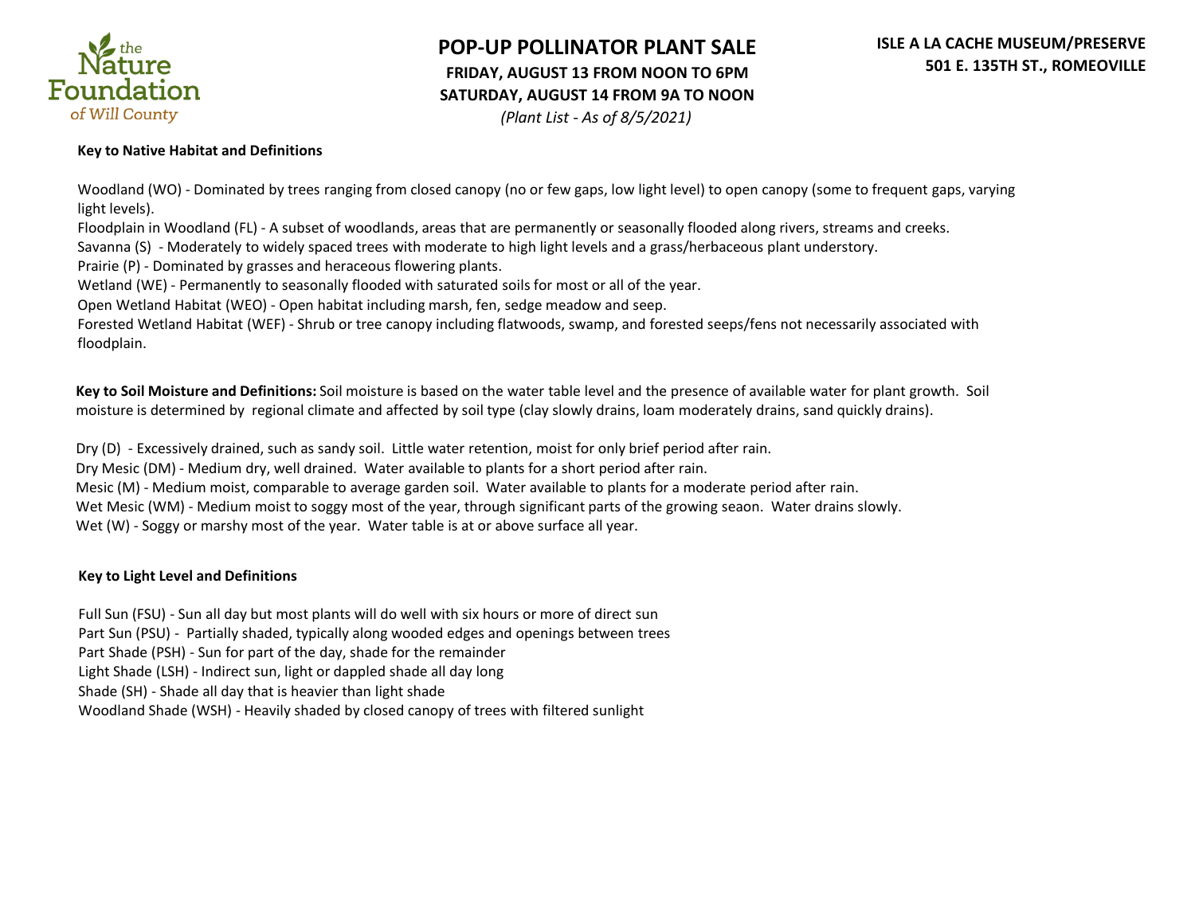# POP-UP POLLINATOR PLANT SALE

**FRIDAY, AUGUST 13 FROM NOON TO 6PM**

**SATURDAY, AUGUST 14 FROM 9A TO NOON**

*(Plant List - As of 8/5/2021)*

**ISLE A LA CACHE MUSEUM/PRESERVE**
**501 E. 135TH ST., ROMEOVILLE**

**Key to Native Habitat and Definitions**

Woodland (WO) - Dominated by trees ranging from closed canopy (no or few gaps, low light level) to open canopy (some to frequent gaps, varying light levels).
Floodplain in Woodland (FL) - A subset of woodlands, areas that are permanently or seasonally flooded along rivers, streams and creeks.
Savanna (S) - Moderately to widely spaced trees with moderate to high light levels and a grass/herbaceous plant understory.
Prairie (P) - Dominated by grasses and heraceous flowering plants.
Wetland (WE) - Permanently to seasonally flooded with saturated soils for most or all of the year.
Open Wetland Habitat (WEO) - Open habitat including marsh, fen, sedge meadow and seep.
Forested Wetland Habitat (WEF) - Shrub or tree canopy including flatwoods, swamp, and forested seeps/fens not necessarily associated with floodplain.

**Key to Soil Moisture and Definitions:** Soil moisture is based on the water table level and the presence of available water for plant growth. Soil moisture is determined by regional climate and affected by soil type (clay slowly drains, loam moderately drains, sand quickly drains).

Dry (D) - Excessively drained, such as sandy soil. Little water retention, moist for only brief period after rain.
Dry Mesic (DM) - Medium dry, well drained. Water available to plants for a short period after rain.
Mesic (M) - Medium moist, comparable to average garden soil. Water available to plants for a moderate period after rain.
Wet Mesic (WM) - Medium moist to soggy most of the year, through significant parts of the growing seaon. Water drains slowly.
Wet (W) - Soggy or marshy most of the year. Water table is at or above surface all year.

**Key to Light Level and Definitions**

Full Sun (FSU) - Sun all day but most plants will do well with six hours or more of direct sun
Part Sun (PSU) - Partially shaded, typically along wooded edges and openings between trees
Part Shade (PSH) - Sun for part of the day, shade for the remainder
Light Shade (LSH) - Indirect sun, light or dappled shade all day long
Shade (SH) - Shade all day that is heavier than light shade
Woodland Shade (WSH) - Heavily shaded by closed canopy of trees with filtered sunlight